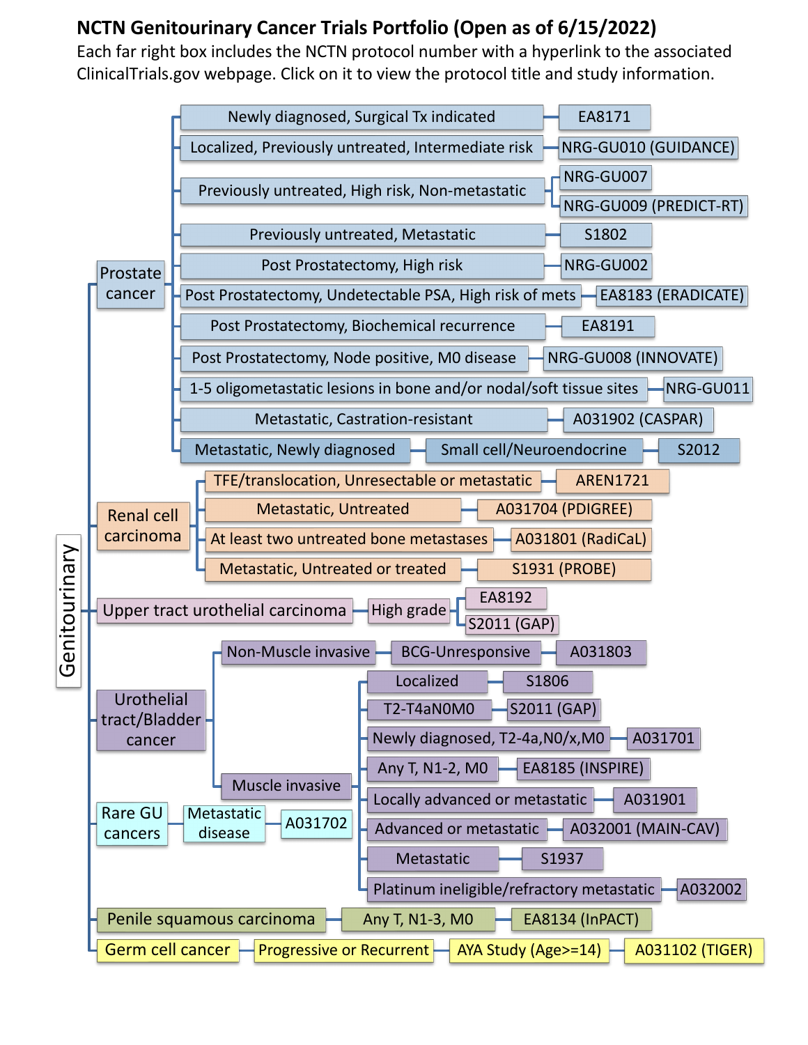# NCTN Genitourinary Cancer Trials Portfolio (Open as of 6/15/2022)

Each far right box includes the NCTN protocol number with a hyperlink to the associated ClinicalTrials.gov webpage. Click on it to view the protocol title and study information.

## Genitourinary

- **Prostate cancer**
  - Newly diagnosed, Surgical Tx indicated — EA8171
  - Localized, Previously untreated, Intermediate risk — NRG-GU010 (GUIDANCE)
  - Previously untreated, High risk, Non-metastatic — NRG-GU007; NRG-GU009 (PREDICT-RT)
  - Previously untreated, Metastatic — S1802
  - Post Prostatectomy, High risk — NRG-GU002
  - Post Prostatectomy, Undetectable PSA, High risk of mets — EA8183 (ERADICATE)
  - Post Prostatectomy, Biochemical recurrence — EA8191
  - Post Prostatectomy, Node positive, M0 disease — NRG-GU008 (INNOVATE)
  - 1-5 oligometastatic lesions in bone and/or nodal/soft tissue sites — NRG-GU011
  - Metastatic, Castration-resistant — A031902 (CASPAR)
  - Metastatic, Newly diagnosed — Small cell/Neuroendocrine — S2012
- **Renal cell carcinoma**
  - TFE/translocation, Unresectable or metastatic — AREN1721
  - Metastatic, Untreated — A031704 (PDIGREE)
  - At least two untreated bone metastases — A031801 (RadiCaL)
  - Metastatic, Untreated or treated — S1931 (PROBE)
- **Upper tract urothelial carcinoma**
  - High grade — EA8192; S2011 (GAP)
- **Urothelial tract/Bladder cancer**
  - Non-Muscle invasive — BCG-Unresponsive — A031803
  - Muscle invasive
    - Localized — S1806
    - T2-T4aN0M0 — S2011 (GAP)
    - Newly diagnosed, T2-4a,N0/x,M0 — A031701
    - Any T, N1-2, M0 — EA8185 (INSPIRE)
    - Locally advanced or metastatic — A031901
    - Advanced or metastatic — A032001 (MAIN-CAV)
    - Metastatic — S1937
    - Platinum ineligible/refractory metastatic — A032002
- **Rare GU cancers**
  - Metastatic disease — A031702
- **Penile squamous carcinoma**
  - Any T, N1-3, M0 — EA8134 (InPACT)
- **Germ cell cancer**
  - Progressive or Recurrent — AYA Study (Age>=14) — A031102 (TIGER)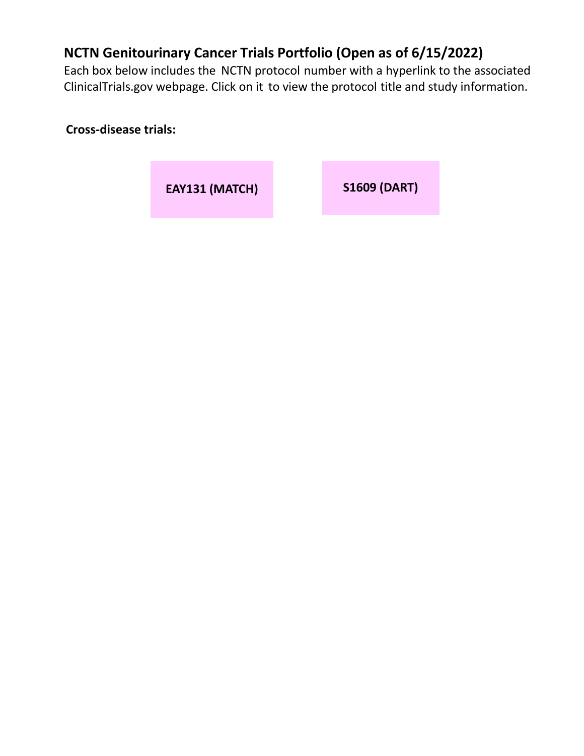## NCTN Genitourinary Cancer Trials Portfolio (Open as of 6/15/2022)

Each box below includes the NCTN protocol number with a hyperlink to the associated ClinicalTrials.gov webpage. Click on it to view the protocol title and study information.

**Cross-disease trials:**

**EAY131 (MATCH)**

**S1609 (DART)**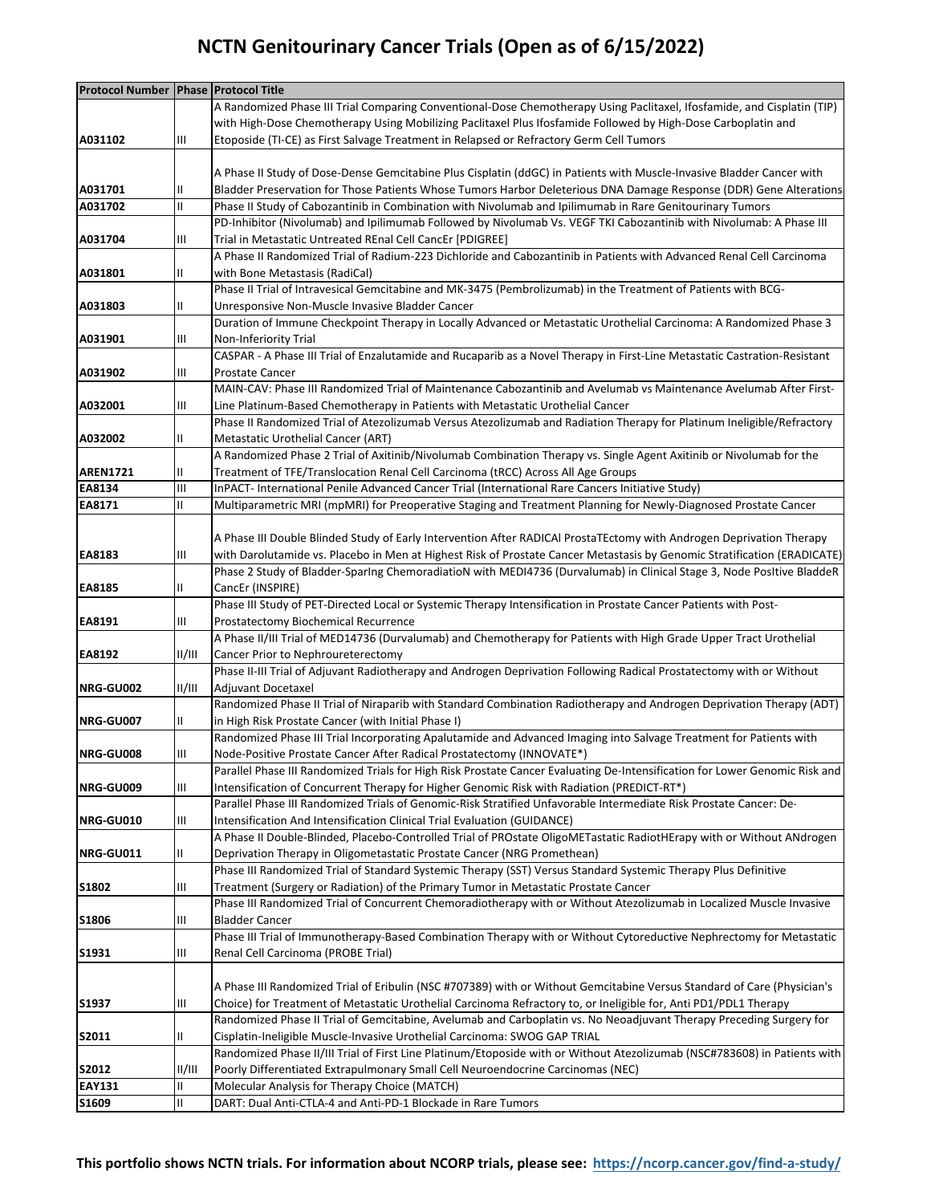# NCTN Genitourinary Cancer Trials (Open as of 6/15/2022)

| Protocol Number | Phase | Protocol Title |
|---|---|---|
| A031102 | III | A Randomized Phase III Trial Comparing Conventional-Dose Chemotherapy Using Paclitaxel, Ifosfamide, and Cisplatin (TIP) with High-Dose Chemotherapy Using Mobilizing Paclitaxel Plus Ifosfamide Followed by High-Dose Carboplatin and Etoposide (TI-CE) as First Salvage Treatment in Relapsed or Refractory Germ Cell Tumors |
| A031701 | II | A Phase II Study of Dose-Dense Gemcitabine Plus Cisplatin (ddGC) in Patients with Muscle-Invasive Bladder Cancer with Bladder Preservation for Those Patients Whose Tumors Harbor Deleterious DNA Damage Response (DDR) Gene Alterations |
| A031702 | II | Phase II Study of Cabozantinib in Combination with Nivolumab and Ipilimumab in Rare Genitourinary Tumors |
| A031704 | III | PD-Inhibitor (Nivolumab) and Ipilimumab Followed by Nivolumab Vs. VEGF TKI Cabozantinib with Nivolumab: A Phase III Trial in Metastatic Untreated REnal Cell CancEr [PDIGREE] |
| A031801 | II | A Phase II Randomized Trial of Radium-223 Dichloride and Cabozantinib in Patients with Advanced Renal Cell Carcinoma with Bone Metastasis (RadiCal) |
| A031803 | II | Phase II Trial of Intravesical Gemcitabine and MK-3475 (Pembrolizumab) in the Treatment of Patients with BCG-Unresponsive Non-Muscle Invasive Bladder Cancer |
| A031901 | III | Duration of Immune Checkpoint Therapy in Locally Advanced or Metastatic Urothelial Carcinoma: A Randomized Phase 3 Non-Inferiority Trial |
| A031902 | III | CASPAR - A Phase III Trial of Enzalutamide and Rucaparib as a Novel Therapy in First-Line Metastatic Castration-Resistant Prostate Cancer |
| A032001 | III | MAIN-CAV: Phase III Randomized Trial of Maintenance Cabozantinib and Avelumab vs Maintenance Avelumab After First-Line Platinum-Based Chemotherapy in Patients with Metastatic Urothelial Cancer |
| A032002 | II | Phase II Randomized Trial of Atezolizumab Versus Atezolizumab and Radiation Therapy for Platinum Ineligible/Refractory Metastatic Urothelial Cancer (ART) |
| AREN1721 | II | A Randomized Phase 2 Trial of Axitinib/Nivolumab Combination Therapy vs. Single Agent Axitinib or Nivolumab for the Treatment of TFE/Translocation Renal Cell Carcinoma (tRCC) Across All Age Groups |
| EA8134 | III | InPACT- International Penile Advanced Cancer Trial (International Rare Cancers Initiative Study) |
| EA8171 | II | Multiparametric MRI (mpMRI) for Preoperative Staging and Treatment Planning for Newly-Diagnosed Prostate Cancer |
| EA8183 | III | A Phase III Double Blinded Study of Early Intervention After RADICAl ProstaTEctomy with Androgen Deprivation Therapy with Darolutamide vs. Placebo in Men at Highest Risk of Prostate Cancer Metastasis by Genomic Stratification (ERADICATE) |
| EA8185 | II | Phase 2 Study of Bladder-SparIng ChemoradiatioN with MEDI4736 (Durvalumab) in Clinical Stage 3, Node PosItive BladdeR CancEr (INSPIRE) |
| EA8191 | III | Phase III Study of PET-Directed Local or Systemic Therapy Intensification in Prostate Cancer Patients with Post-Prostatectomy Biochemical Recurrence |
| EA8192 | II/III | A Phase II/III Trial of MED14736 (Durvalumab) and Chemotherapy for Patients with High Grade Upper Tract Urothelial Cancer Prior to Nephroureterectomy |
| NRG-GU002 | II/III | Phase II-III Trial of Adjuvant Radiotherapy and Androgen Deprivation Following Radical Prostatectomy with or Without Adjuvant Docetaxel |
| NRG-GU007 | II | Randomized Phase II Trial of Niraparib with Standard Combination Radiotherapy and Androgen Deprivation Therapy (ADT) in High Risk Prostate Cancer (with Initial Phase I) |
| NRG-GU008 | III | Randomized Phase III Trial Incorporating Apalutamide and Advanced Imaging into Salvage Treatment for Patients with Node-Positive Prostate Cancer After Radical Prostatectomy (INNOVATE*) |
| NRG-GU009 | III | Parallel Phase III Randomized Trials for High Risk Prostate Cancer Evaluating De-Intensification for Lower Genomic Risk and Intensification of Concurrent Therapy for Higher Genomic Risk with Radiation (PREDICT-RT*) |
| NRG-GU010 | III | Parallel Phase III Randomized Trials of Genomic-Risk Stratified Unfavorable Intermediate Risk Prostate Cancer: De-Intensification And Intensification Clinical Trial Evaluation (GUIDANCE) |
| NRG-GU011 | II | A Phase II Double-Blinded, Placebo-Controlled Trial of PROstate OligoMETastatic RadiotHErapy with or Without ANdrogen Deprivation Therapy in Oligometastatic Prostate Cancer (NRG Promethean) |
| S1802 | III | Phase III Randomized Trial of Standard Systemic Therapy (SST) Versus Standard Systemic Therapy Plus Definitive Treatment (Surgery or Radiation) of the Primary Tumor in Metastatic Prostate Cancer |
| S1806 | III | Phase III Randomized Trial of Concurrent Chemoradiotherapy with or Without Atezolizumab in Localized Muscle Invasive Bladder Cancer |
| S1931 | III | Phase III Trial of Immunotherapy-Based Combination Therapy with or Without Cytoreductive Nephrectomy for Metastatic Renal Cell Carcinoma (PROBE Trial) |
| S1937 | III | A Phase III Randomized Trial of Eribulin (NSC #707389) with or Without Gemcitabine Versus Standard of Care (Physician's Choice) for Treatment of Metastatic Urothelial Carcinoma Refractory to, or Ineligible for, Anti PD1/PDL1 Therapy |
| S2011 | II | Randomized Phase II Trial of Gemcitabine, Avelumab and Carboplatin vs. No Neoadjuvant Therapy Preceding Surgery for Cisplatin-Ineligible Muscle-Invasive Urothelial Carcinoma: SWOG GAP TRIAL |
| S2012 | II/III | Randomized Phase II/III Trial of First Line Platinum/Etoposide with or Without Atezolizumab (NSC#783608) in Patients with Poorly Differentiated Extrapulmonary Small Cell Neuroendocrine Carcinomas (NEC) |
| EAY131 | II | Molecular Analysis for Therapy Choice (MATCH) |
| S1609 | II | DART: Dual Anti-CTLA-4 and Anti-PD-1 Blockade in Rare Tumors |

**This portfolio shows NCTN trials. For information about NCORP trials, please see: https://ncorp.cancer.gov/find-a-study/**